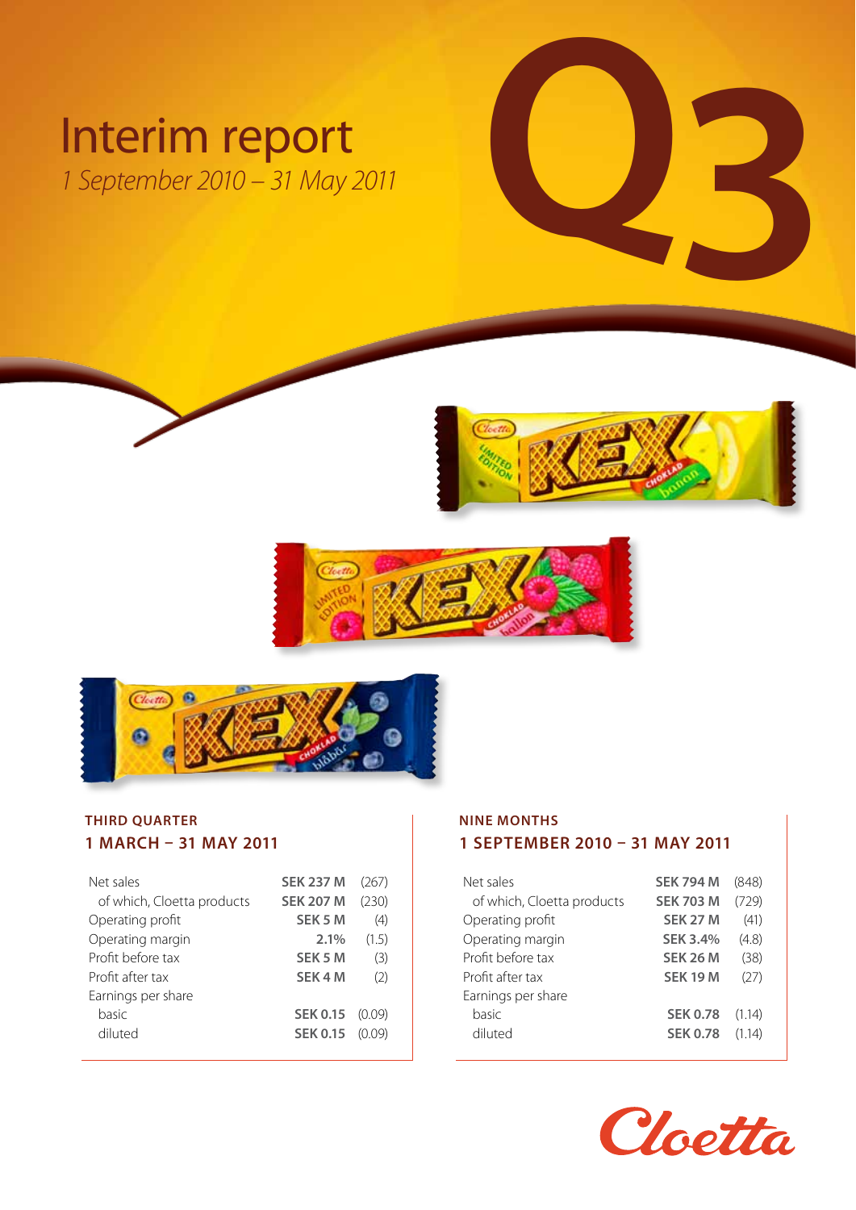# Interim report

*1 September 2010 – 31 May 2011*

Q3

## THIRD QUARTER

### 1 MARCH – 31 MAY 2011

| | | |
|---|---|---|
| Net sales | **SEK 237 M** | (267) |
| of which, Cloetta products | **SEK 207 M** | (230) |
| Operating profit | **SEK 5 M** | (4) |
| Operating margin | **2.1%** | (1.5) |
| Profit before tax | **SEK 5 M** | (3) |
| Profit after tax | **SEK 4 M** | (2) |
| Earnings per share | | |
| basic | **SEK 0.15** | (0.09) |
| diluted | **SEK 0.15** | (0.09) |

## NINE MONTHS

### 1 SEPTEMBER 2010 – 31 MAY 2011

| | | |
|---|---|---|
| Net sales | **SEK 794 M** | (848) |
| of which, Cloetta products | **SEK 703 M** | (729) |
| Operating profit | **SEK 27 M** | (41) |
| Operating margin | **SEK 3.4%** | (4.8) |
| Profit before tax | **SEK 26 M** | (38) |
| Profit after tax | **SEK 19 M** | (27) |
| Earnings per share | | |
| basic | **SEK 0.78** | (1.14) |
| diluted | **SEK 0.78** | (1.14) |

Cloetta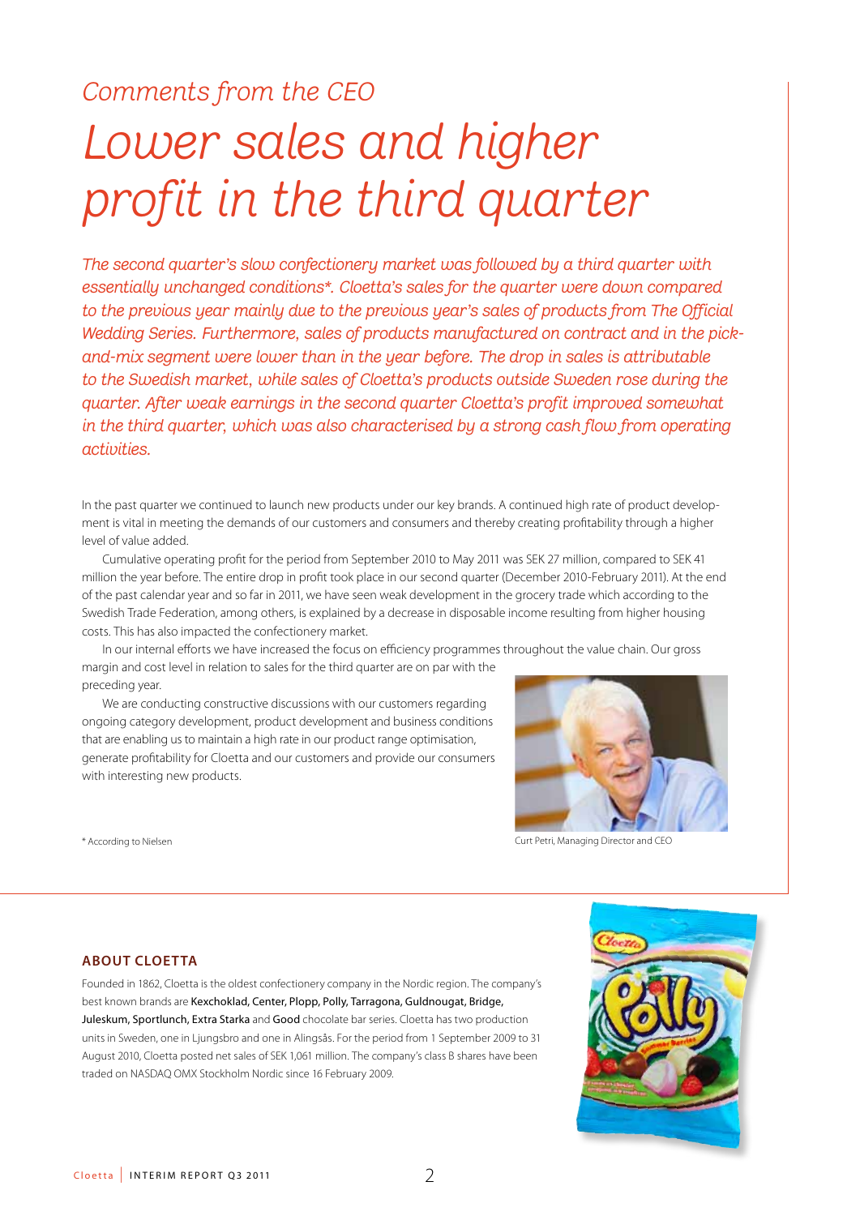*Comments from the CEO*

# *Lower sales and higher profit in the third quarter*

*The second quarter's slow confectionery market was followed by a third quarter with essentially unchanged conditions\*. Cloetta's sales for the quarter were down compared to the previous year mainly due to the previous year's sales of products from The Official Wedding Series. Furthermore, sales of products manufactured on contract and in the pick-and-mix segment were lower than in the year before. The drop in sales is attributable to the Swedish market, while sales of Cloetta's products outside Sweden rose during the quarter. After weak earnings in the second quarter Cloetta's profit improved somewhat in the third quarter, which was also characterised by a strong cash flow from operating activities.*

In the past quarter we continued to launch new products under our key brands. A continued high rate of product development is vital in meeting the demands of our customers and consumers and thereby creating profitability through a higher level of value added.

Cumulative operating profit for the period from September 2010 to May 2011 was SEK 27 million, compared to SEK 41 million the year before. The entire drop in profit took place in our second quarter (December 2010-February 2011). At the end of the past calendar year and so far in 2011, we have seen weak development in the grocery trade which according to the Swedish Trade Federation, among others, is explained by a decrease in disposable income resulting from higher housing costs. This has also impacted the confectionery market.

In our internal efforts we have increased the focus on efficiency programmes throughout the value chain. Our gross margin and cost level in relation to sales for the third quarter are on par with the preceding year.

We are conducting constructive discussions with our customers regarding ongoing category development, product development and business conditions that are enabling us to maintain a high rate in our product range optimisation, generate profitability for Cloetta and our customers and provide our consumers with interesting new products.

Curt Petri, Managing Director and CEO

\* According to Nielsen

### ABOUT CLOETTA

Founded in 1862, Cloetta is the oldest confectionery company in the Nordic region. The company's best known brands are **Kexchoklad, Center, Plopp, Polly, Tarragona, Guldnougat, Bridge, Juleskum, Sportlunch, Extra Starka** and **Good** chocolate bar series. Cloetta has two production units in Sweden, one in Ljungsbro and one in Alingsås. For the period from 1 September 2009 to 31 August 2010, Cloetta posted net sales of SEK 1,061 million. The company's class B shares have been traded on NASDAQ OMX Stockholm Nordic since 16 February 2009.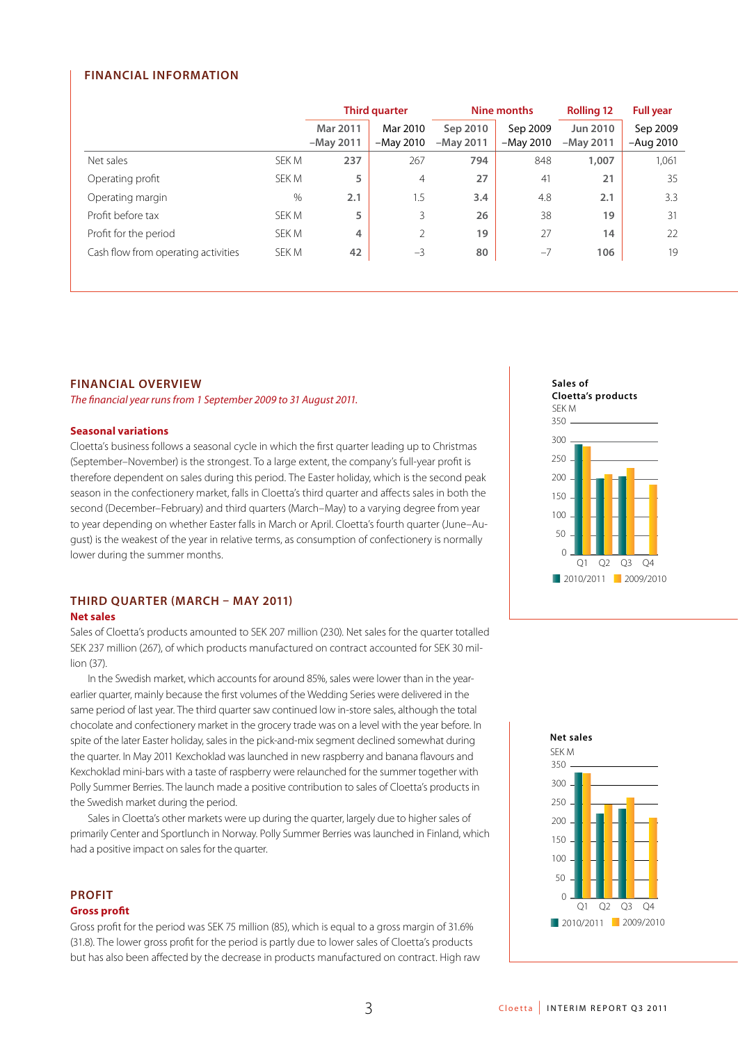## FINANCIAL INFORMATION

| | | Third quarter | | Nine months | | Rolling 12 | Full year |
|---|---|---|---|---|---|---|---|
| | | Mar 2011 –May 2011 | Mar 2010 –May 2010 | Sep 2010 –May 2011 | Sep 2009 –May 2010 | Jun 2010 –May 2011 | Sep 2009 –Aug 2010 |
| Net sales | SEK M | **237** | 267 | **794** | 848 | **1,007** | 1,061 |
| Operating profit | SEK M | **5** | 4 | **27** | 41 | **21** | 35 |
| Operating margin | % | **2.1** | 1.5 | **3.4** | 4.8 | **2.1** | 3.3 |
| Profit before tax | SEK M | **5** | 3 | **26** | 38 | **19** | 31 |
| Profit for the period | SEK M | **4** | 2 | **19** | 27 | **14** | 22 |
| Cash flow from operating activities | SEK M | **42** | –3 | **80** | –7 | **106** | 19 |

## FINANCIAL OVERVIEW

*The financial year runs from 1 September 2009 to 31 August 2011.*

### Seasonal variations

Cloetta's business follows a seasonal cycle in which the first quarter leading up to Christmas (September–November) is the strongest. To a large extent, the company's full-year profit is therefore dependent on sales during this period. The Easter holiday, which is the second peak season in the confectionery market, falls in Cloetta's third quarter and affects sales in both the second (December–February) and third quarters (March–May) to a varying degree from year to year depending on whether Easter falls in March or April. Cloetta's fourth quarter (June–August) is the weakest of the year in relative terms, as consumption of confectionery is normally lower during the summer months.

**Sales of Cloetta's products**
SEK M

| | 2010/2011 | 2009/2010 |
|---|---|---|
| Q1 | ~295 | ~285 |
| Q2 | ~200 | ~210 |
| Q3 | ~207 | ~230 |
| Q4 | | ~185 |

## THIRD QUARTER (MARCH – MAY 2011)

### Net sales

Sales of Cloetta's products amounted to SEK 207 million (230). Net sales for the quarter totalled SEK 237 million (267), of which products manufactured on contract accounted for SEK 30 million (37).

In the Swedish market, which accounts for around 85%, sales were lower than in the year-earlier quarter, mainly because the first volumes of the Wedding Series were delivered in the same period of last year. The third quarter saw continued low in-store sales, although the total chocolate and confectionery market in the grocery trade was on a level with the year before. In spite of the later Easter holiday, sales in the pick-and-mix segment declined somewhat during the quarter. In May 2011 Kexchoklad was launched in new raspberry and banana flavours and Kexchoklad mini-bars with a taste of raspberry were relaunched for the summer together with Polly Summer Berries. The launch made a positive contribution to sales of Cloetta's products in the Swedish market during the period.

Sales in Cloetta's other markets were up during the quarter, largely due to higher sales of primarily Center and Sportlunch in Norway. Polly Summer Berries was launched in Finland, which had a positive impact on sales for the quarter.

**Net sales**
SEK M

| | 2010/2011 | 2009/2010 |
|---|---|---|
| Q1 | ~330 | ~328 |
| Q2 | ~225 | ~248 |
| Q3 | ~237 | ~267 |
| Q4 | | ~213 |

## PROFIT

### Gross profit

Gross profit for the period was SEK 75 million (85), which is equal to a gross margin of 31.6% (31.8). The lower gross profit for the period is partly due to lower sales of Cloetta's products but has also been affected by the decrease in products manufactured on contract. High raw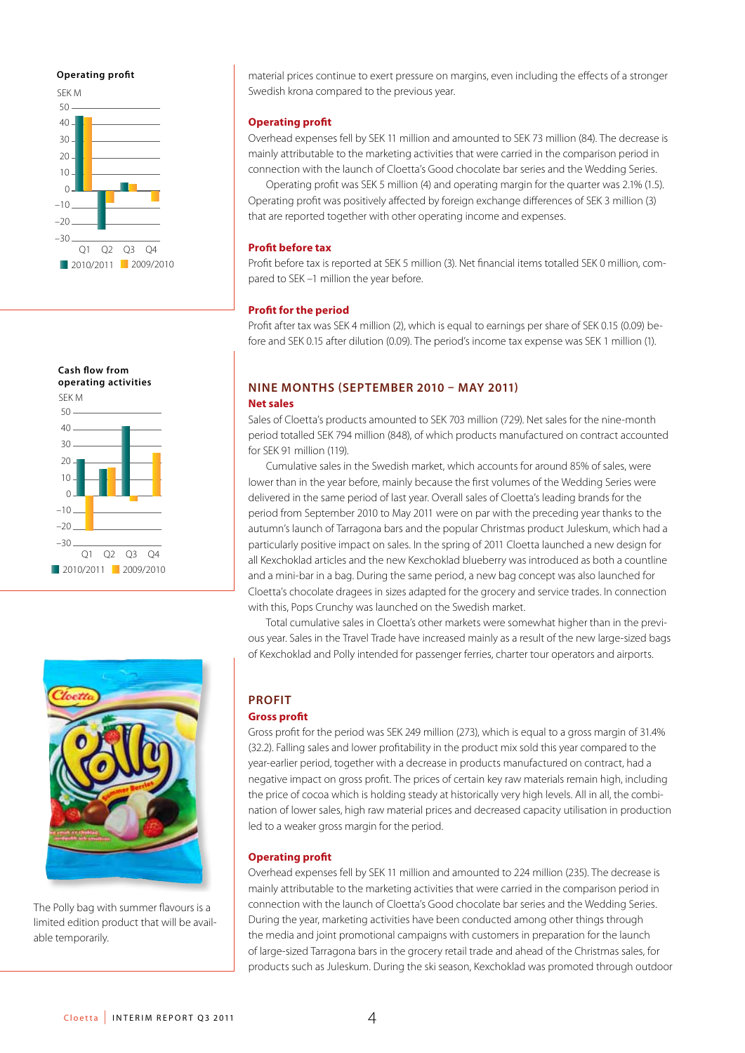**Operating profit**

SEK M

Q1 Q2 Q3 Q4

2010/2011 2009/2010

**Cash flow from operating activities**

SEK M

Q1 Q2 Q3 Q4

2010/2011 2009/2010

The Polly bag with summer flavours is a limited edition product that will be available temporarily.

material prices continue to exert pressure on margins, even including the effects of a stronger Swedish krona compared to the previous year.

### Operating profit

Overhead expenses fell by SEK 11 million and amounted to SEK 73 million (84). The decrease is mainly attributable to the marketing activities that were carried in the comparison period in connection with the launch of Cloetta's Good chocolate bar series and the Wedding Series.

Operating profit was SEK 5 million (4) and operating margin for the quarter was 2.1% (1.5). Operating profit was positively affected by foreign exchange differences of SEK 3 million (3) that are reported together with other operating income and expenses.

### Profit before tax

Profit before tax is reported at SEK 5 million (3). Net financial items totalled SEK 0 million, compared to SEK –1 million the year before.

### Profit for the period

Profit after tax was SEK 4 million (2), which is equal to earnings per share of SEK 0.15 (0.09) before dilution and SEK 0.15 after dilution (0.09). The period's income tax expense was SEK 1 million (1).

## NINE MONTHS (SEPTEMBER 2010 – MAY 2011)

### Net sales

Sales of Cloetta's products amounted to SEK 703 million (729). Net sales for the nine-month period totalled SEK 794 million (848), of which products manufactured on contract accounted for SEK 91 million (119).

Cumulative sales in the Swedish market, which accounts for around 85% of sales, were lower than in the year before, mainly because the first volumes of the Wedding Series were delivered in the same period of last year. Overall sales of Cloetta's leading brands for the period from September 2010 to May 2011 were on par with the preceding year thanks to the autumn's launch of Tarragona bars and the popular Christmas product Juleskum, which had a particularly positive impact on sales. In the spring of 2011 Cloetta launched a new design for all Kexchoklad articles and the new Kexchoklad blueberry was introduced as both a countline and a mini-bar in a bag. During the same period, a new bag concept was also launched for Cloetta's chocolate dragees in sizes adapted for the grocery and service trades. In connection with this, Pops Crunchy was launched on the Swedish market.

Total cumulative sales in Cloetta's other markets were somewhat higher than in the previous year. Sales in the Travel Trade have increased mainly as a result of the new large-sized bags of Kexchoklad and Polly intended for passenger ferries, charter tour operators and airports.

## PROFIT

### Gross profit

Gross profit for the period was SEK 249 million (273), which is equal to a gross margin of 31.4% (32.2). Falling sales and lower profitability in the product mix sold this year compared to the year-earlier period, together with a decrease in products manufactured on contract, had a negative impact on gross profit. The prices of certain key raw materials remain high, including the price of cocoa which is holding steady at historically very high levels. All in all, the combination of lower sales, high raw material prices and decreased capacity utilisation in production led to a weaker gross margin for the period.

### Operating profit

Overhead expenses fell by SEK 11 million and amounted to 224 million (235). The decrease is mainly attributable to the marketing activities that were carried in the comparison period in connection with the launch of Cloetta's Good chocolate bar series and the Wedding Series. During the year, marketing activities have been conducted among other things through the media and joint promotional campaigns with customers in preparation for the launch of large-sized Tarragona bars in the grocery retail trade and ahead of the Christmas sales, for products such as Juleskum. During the ski season, Kexchoklad was promoted through outdoor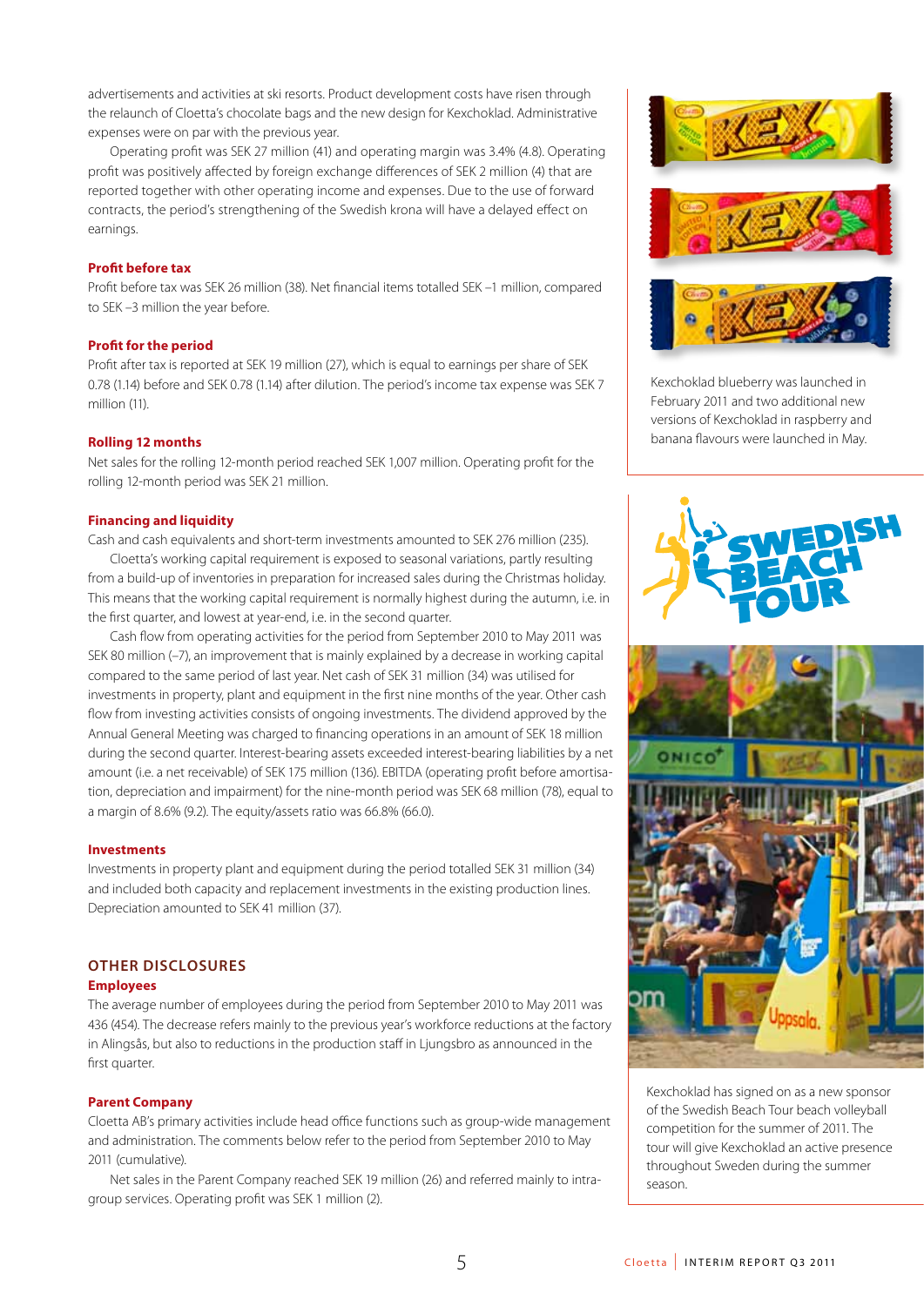advertisements and activities at ski resorts. Product development costs have risen through the relaunch of Cloetta's chocolate bags and the new design for Kexchoklad. Administrative expenses were on par with the previous year.

Operating profit was SEK 27 million (41) and operating margin was 3.4% (4.8). Operating profit was positively affected by foreign exchange differences of SEK 2 million (4) that are reported together with other operating income and expenses. Due to the use of forward contracts, the period's strengthening of the Swedish krona will have a delayed effect on earnings.

### Profit before tax

Profit before tax was SEK 26 million (38). Net financial items totalled SEK –1 million, compared to SEK –3 million the year before.

### Profit for the period

Profit after tax is reported at SEK 19 million (27), which is equal to earnings per share of SEK 0.78 (1.14) before and SEK 0.78 (1.14) after dilution. The period's income tax expense was SEK 7 million (11).

### Rolling 12 months

Net sales for the rolling 12-month period reached SEK 1,007 million. Operating profit for the rolling 12-month period was SEK 21 million.

### Financing and liquidity

Cash and cash equivalents and short-term investments amounted to SEK 276 million (235).

Cloetta's working capital requirement is exposed to seasonal variations, partly resulting from a build-up of inventories in preparation for increased sales during the Christmas holiday. This means that the working capital requirement is normally highest during the autumn, i.e. in the first quarter, and lowest at year-end, i.e. in the second quarter.

Cash flow from operating activities for the period from September 2010 to May 2011 was SEK 80 million (–7), an improvement that is mainly explained by a decrease in working capital compared to the same period of last year. Net cash of SEK 31 million (34) was utilised for investments in property, plant and equipment in the first nine months of the year. Other cash flow from investing activities consists of ongoing investments. The dividend approved by the Annual General Meeting was charged to financing operations in an amount of SEK 18 million during the second quarter. Interest-bearing assets exceeded interest-bearing liabilities by a net amount (i.e. a net receivable) of SEK 175 million (136). EBITDA (operating profit before amortisation, depreciation and impairment) for the nine-month period was SEK 68 million (78), equal to a margin of 8.6% (9.2). The equity/assets ratio was 66.8% (66.0).

### Investments

Investments in property plant and equipment during the period totalled SEK 31 million (34) and included both capacity and replacement investments in the existing production lines. Depreciation amounted to SEK 41 million (37).

## OTHER DISCLOSURES

### Employees

The average number of employees during the period from September 2010 to May 2011 was 436 (454). The decrease refers mainly to the previous year's workforce reductions at the factory in Alingsås, but also to reductions in the production staff in Ljungsbro as announced in the first quarter.

### Parent Company

Cloetta AB's primary activities include head office functions such as group-wide management and administration. The comments below refer to the period from September 2010 to May 2011 (cumulative).

Net sales in the Parent Company reached SEK 19 million (26) and referred mainly to intra-group services. Operating profit was SEK 1 million (2).

Kexchoklad blueberry was launched in February 2011 and two additional new versions of Kexchoklad in raspberry and banana flavours were launched in May.

Kexchoklad has signed on as a new sponsor of the Swedish Beach Tour beach volleyball competition for the summer of 2011. The tour will give Kexchoklad an active presence throughout Sweden during the summer season.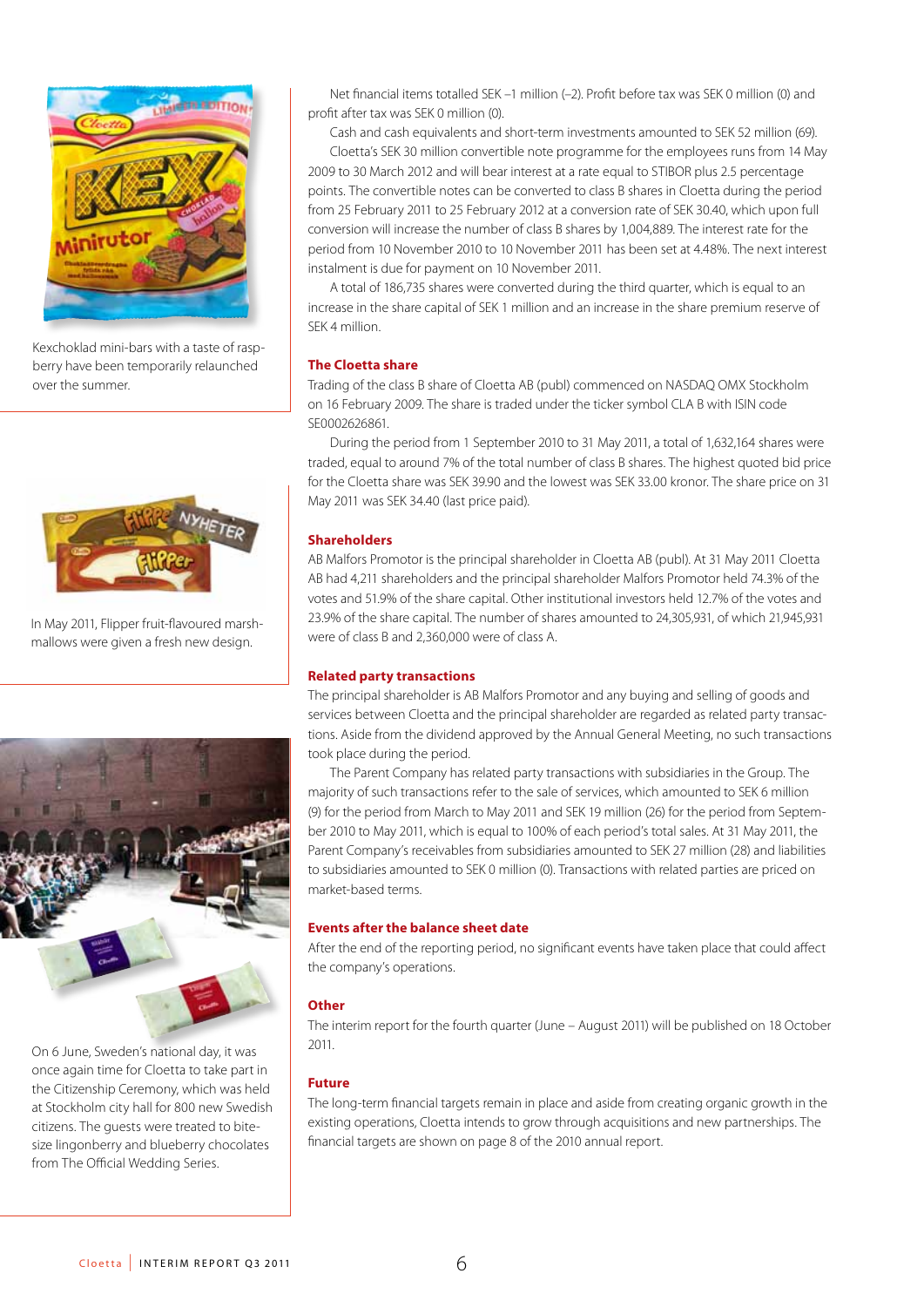Kexchoklad mini-bars with a taste of raspberry have been temporarily relaunched over the summer.

In May 2011, Flipper fruit-flavoured marshmallows were given a fresh new design.

On 6 June, Sweden's national day, it was once again time for Cloetta to take part in the Citizenship Ceremony, which was held at Stockholm city hall for 800 new Swedish citizens. The guests were treated to bite-size lingonberry and blueberry chocolates from The Official Wedding Series.

Net financial items totalled SEK –1 million (–2). Profit before tax was SEK 0 million (0) and profit after tax was SEK 0 million (0).

Cash and cash equivalents and short-term investments amounted to SEK 52 million (69).

Cloetta's SEK 30 million convertible note programme for the employees runs from 14 May 2009 to 30 March 2012 and will bear interest at a rate equal to STIBOR plus 2.5 percentage points. The convertible notes can be converted to class B shares in Cloetta during the period from 25 February 2011 to 25 February 2012 at a conversion rate of SEK 30.40, which upon full conversion will increase the number of class B shares by 1,004,889. The interest rate for the period from 10 November 2010 to 10 November 2011 has been set at 4.48%. The next interest instalment is due for payment on 10 November 2011.

A total of 186,735 shares were converted during the third quarter, which is equal to an increase in the share capital of SEK 1 million and an increase in the share premium reserve of SEK 4 million.

## The Cloetta share

Trading of the class B share of Cloetta AB (publ) commenced on NASDAQ OMX Stockholm on 16 February 2009. The share is traded under the ticker symbol CLA B with ISIN code SE0002626861.

During the period from 1 September 2010 to 31 May 2011, a total of 1,632,164 shares were traded, equal to around 7% of the total number of class B shares. The highest quoted bid price for the Cloetta share was SEK 39.90 and the lowest was SEK 33.00 kronor. The share price on 31 May 2011 was SEK 34.40 (last price paid).

## Shareholders

AB Malfors Promotor is the principal shareholder in Cloetta AB (publ). At 31 May 2011 Cloetta AB had 4,211 shareholders and the principal shareholder Malfors Promotor held 74.3% of the votes and 51.9% of the share capital. Other institutional investors held 12.7% of the votes and 23.9% of the share capital. The number of shares amounted to 24,305,931, of which 21,945,931 were of class B and 2,360,000 were of class A.

## Related party transactions

The principal shareholder is AB Malfors Promotor and any buying and selling of goods and services between Cloetta and the principal shareholder are regarded as related party transactions. Aside from the dividend approved by the Annual General Meeting, no such transactions took place during the period.

The Parent Company has related party transactions with subsidiaries in the Group. The majority of such transactions refer to the sale of services, which amounted to SEK 6 million (9) for the period from March to May 2011 and SEK 19 million (26) for the period from September 2010 to May 2011, which is equal to 100% of each period's total sales. At 31 May 2011, the Parent Company's receivables from subsidiaries amounted to SEK 27 million (28) and liabilities to subsidiaries amounted to SEK 0 million (0). Transactions with related parties are priced on market-based terms.

## Events after the balance sheet date

After the end of the reporting period, no significant events have taken place that could affect the company's operations.

## Other

The interim report for the fourth quarter (June – August 2011) will be published on 18 October 2011.

## Future

The long-term financial targets remain in place and aside from creating organic growth in the existing operations, Cloetta intends to grow through acquisitions and new partnerships. The financial targets are shown on page 8 of the 2010 annual report.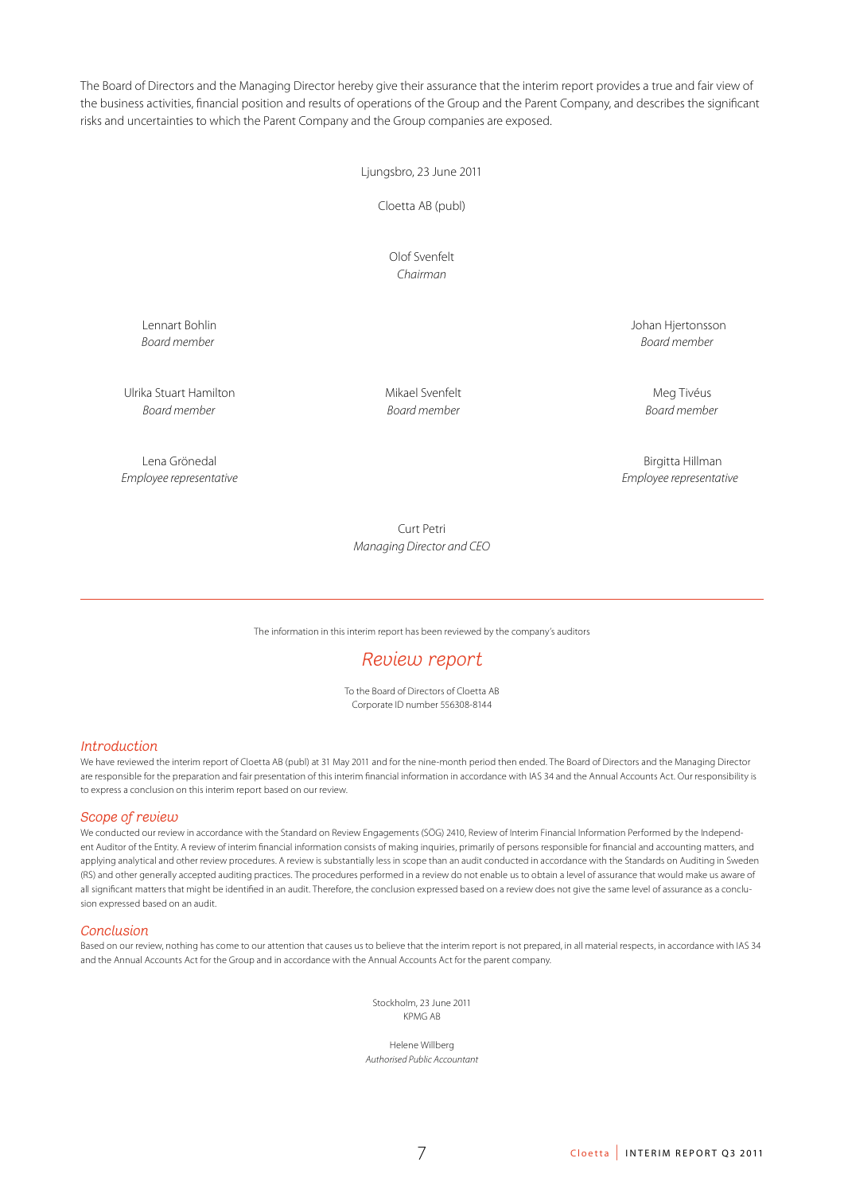The Board of Directors and the Managing Director hereby give their assurance that the interim report provides a true and fair view of the business activities, financial position and results of operations of the Group and the Parent Company, and describes the significant risks and uncertainties to which the Parent Company and the Group companies are exposed.

Ljungsbro, 23 June 2011

Cloetta AB (publ)

Olof Svenfelt
*Chairman*

Lennart Bohlin
*Board member*

Johan Hjertonsson
*Board member*

Ulrika Stuart Hamilton
*Board member*

Mikael Svenfelt
*Board member*

Meg Tivéus
*Board member*

Lena Grönedal
*Employee representative*

Birgitta Hillman
*Employee representative*

Curt Petri
*Managing Director and CEO*

---

The information in this interim report has been reviewed by the company's auditors

## *Review report*

To the Board of Directors of Cloetta AB
Corporate ID number 556308-8144

### *Introduction*

We have reviewed the interim report of Cloetta AB (publ) at 31 May 2011 and for the nine-month period then ended. The Board of Directors and the Managing Director are responsible for the preparation and fair presentation of this interim financial information in accordance with IAS 34 and the Annual Accounts Act. Our responsibility is to express a conclusion on this interim report based on our review.

### *Scope of review*

We conducted our review in accordance with the Standard on Review Engagements (SÖG) 2410, Review of Interim Financial Information Performed by the Independent Auditor of the Entity. A review of interim financial information consists of making inquiries, primarily of persons responsible for financial and accounting matters, and applying analytical and other review procedures. A review is substantially less in scope than an audit conducted in accordance with the Standards on Auditing in Sweden (RS) and other generally accepted auditing practices. The procedures performed in a review do not enable us to obtain a level of assurance that would make us aware of all significant matters that might be identified in an audit. Therefore, the conclusion expressed based on a review does not give the same level of assurance as a conclusion expressed based on an audit.

### *Conclusion*

Based on our review, nothing has come to our attention that causes us to believe that the interim report is not prepared, in all material respects, in accordance with IAS 34 and the Annual Accounts Act for the Group and in accordance with the Annual Accounts Act for the parent company.

Stockholm, 23 June 2011
KPMG AB

Helene Willberg
*Authorised Public Accountant*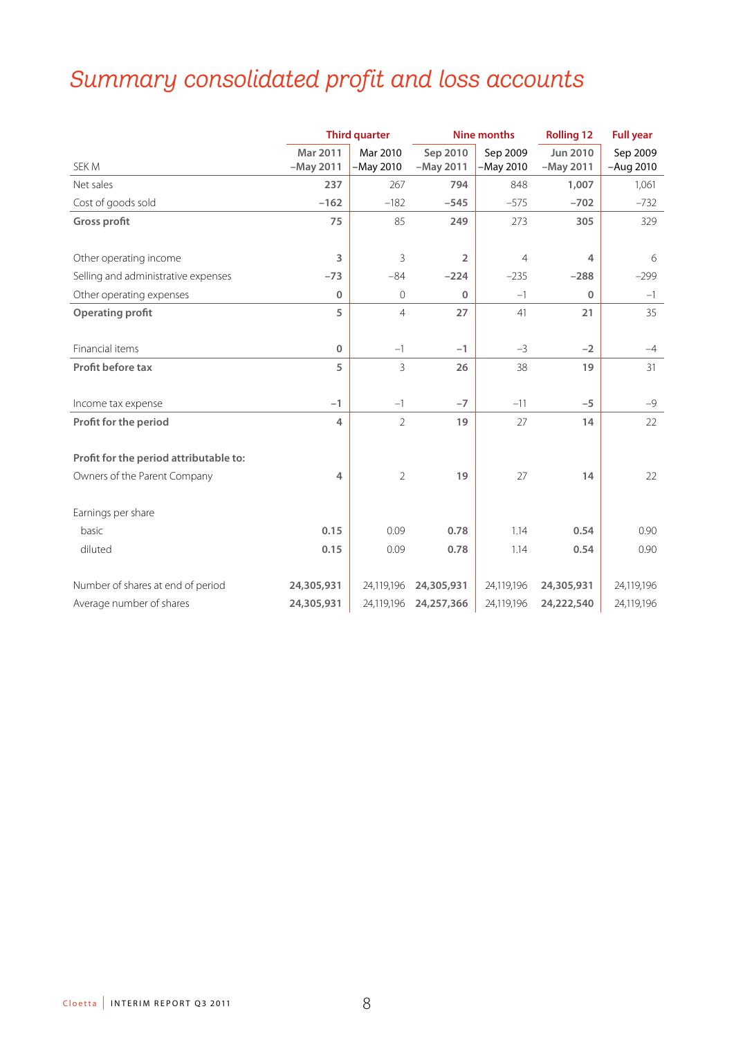# Summary consolidated profit and loss accounts

| SEK M | Third quarter | | Nine months | | Rolling 12 | Full year |
|---|---|---|---|---|---|---|
| | Mar 2011 –May 2011 | Mar 2010 –May 2010 | Sep 2010 –May 2011 | Sep 2009 –May 2010 | Jun 2010 –May 2011 | Sep 2009 –Aug 2010 |
| Net sales | **237** | 267 | **794** | 848 | **1,007** | 1,061 |
| Cost of goods sold | **–162** | –182 | **–545** | –575 | **–702** | –732 |
| **Gross profit** | **75** | 85 | **249** | 273 | **305** | 329 |
| Other operating income | **3** | 3 | **2** | 4 | **4** | 6 |
| Selling and administrative expenses | **–73** | –84 | **–224** | –235 | **–288** | –299 |
| Other operating expenses | **0** | 0 | **0** | –1 | **0** | –1 |
| **Operating profit** | **5** | 4 | **27** | 41 | **21** | 35 |
| Financial items | **0** | –1 | **–1** | –3 | **–2** | –4 |
| **Profit before tax** | **5** | 3 | **26** | 38 | **19** | 31 |
| Income tax expense | **–1** | –1 | **–7** | –11 | **–5** | –9 |
| **Profit for the period** | **4** | 2 | **19** | 27 | **14** | 22 |
| **Profit for the period attributable to:** | | | | | | |
| Owners of the Parent Company | **4** | 2 | **19** | 27 | **14** | 22 |
| Earnings per share | | | | | | |
| basic | **0.15** | 0.09 | **0.78** | 1.14 | **0.54** | 0.90 |
| diluted | **0.15** | 0.09 | **0.78** | 1.14 | **0.54** | 0.90 |
| Number of shares at end of period | **24,305,931** | 24,119,196 | **24,305,931** | 24,119,196 | **24,305,931** | 24,119,196 |
| Average number of shares | **24,305,931** | 24,119,196 | **24,257,366** | 24,119,196 | **24,222,540** | 24,119,196 |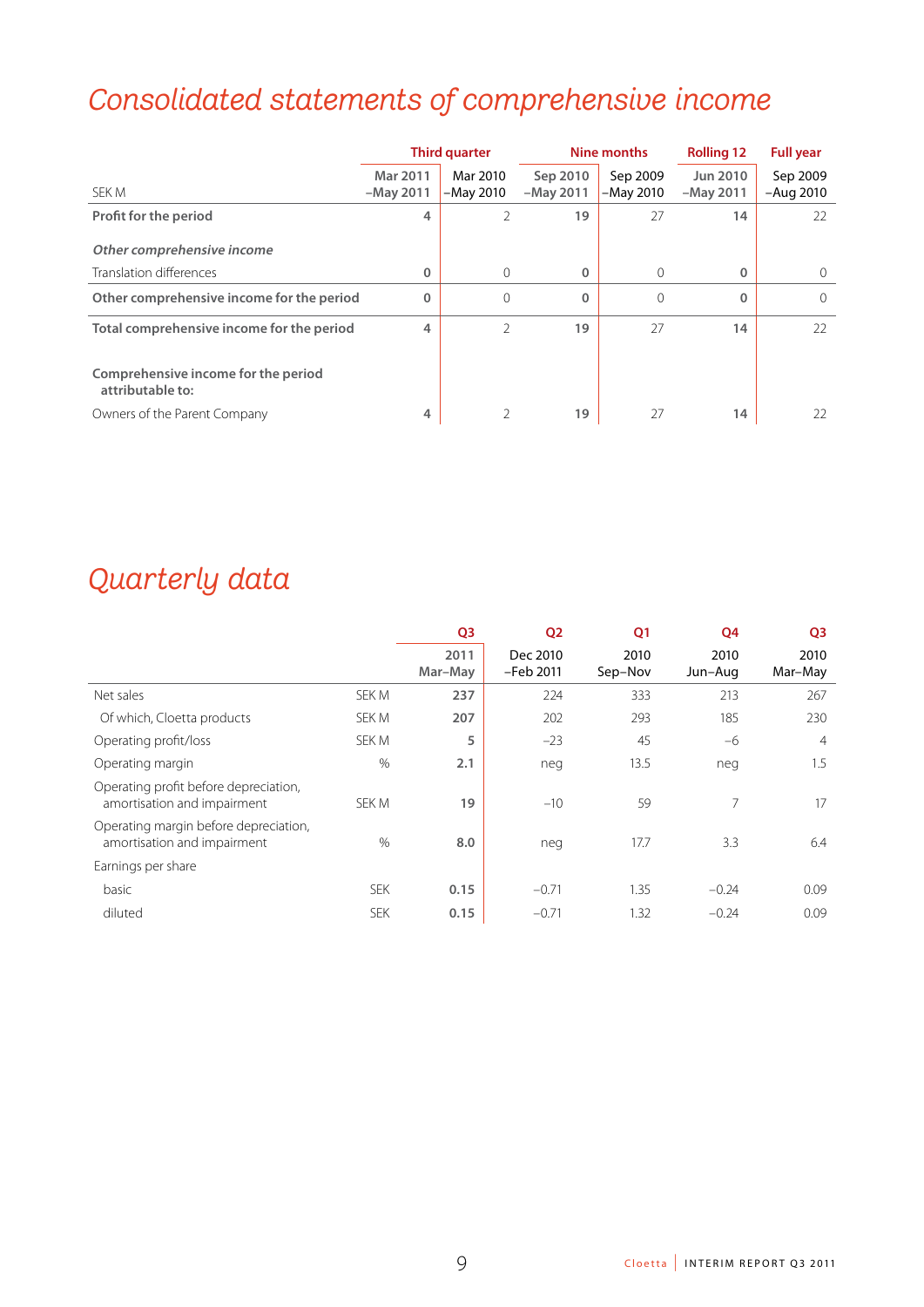# Consolidated statements of comprehensive income

| SEK M | Third quarter | | Nine months | | Rolling 12 | Full year |
|---|---|---|---|---|---|---|
| | Mar 2011 –May 2011 | Mar 2010 –May 2010 | Sep 2010 –May 2011 | Sep 2009 –May 2010 | Jun 2010 –May 2011 | Sep 2009 –Aug 2010 |
| **Profit for the period** | **4** | 2 | **19** | 27 | **14** | 22 |
| *Other comprehensive income* | | | | | | |
| Translation differences | **0** | 0 | **0** | 0 | **0** | 0 |
| **Other comprehensive income for the period** | **0** | 0 | **0** | 0 | **0** | 0 |
| **Total comprehensive income for the period** | **4** | 2 | **19** | 27 | **14** | 22 |
| **Comprehensive income for the period attributable to:** | | | | | | |
| Owners of the Parent Company | **4** | 2 | **19** | 27 | **14** | 22 |

# Quarterly data

| | | Q3 | Q2 | Q1 | Q4 | Q3 |
|---|---|---|---|---|---|---|
| | | 2011 Mar–May | Dec 2010 –Feb 2011 | 2010 Sep–Nov | 2010 Jun–Aug | 2010 Mar–May |
| Net sales | SEK M | **237** | 224 | 333 | 213 | 267 |
| Of which, Cloetta products | SEK M | **207** | 202 | 293 | 185 | 230 |
| Operating profit/loss | SEK M | **5** | –23 | 45 | –6 | 4 |
| Operating margin | % | **2.1** | neg | 13.5 | neg | 1.5 |
| Operating profit before depreciation, amortisation and impairment | SEK M | **19** | –10 | 59 | 7 | 17 |
| Operating margin before depreciation, amortisation and impairment | % | **8.0** | neg | 17.7 | 3.3 | 6.4 |
| Earnings per share | | | | | | |
| basic | SEK | **0.15** | –0.71 | 1.35 | –0.24 | 0.09 |
| diluted | SEK | **0.15** | –0.71 | 1.32 | –0.24 | 0.09 |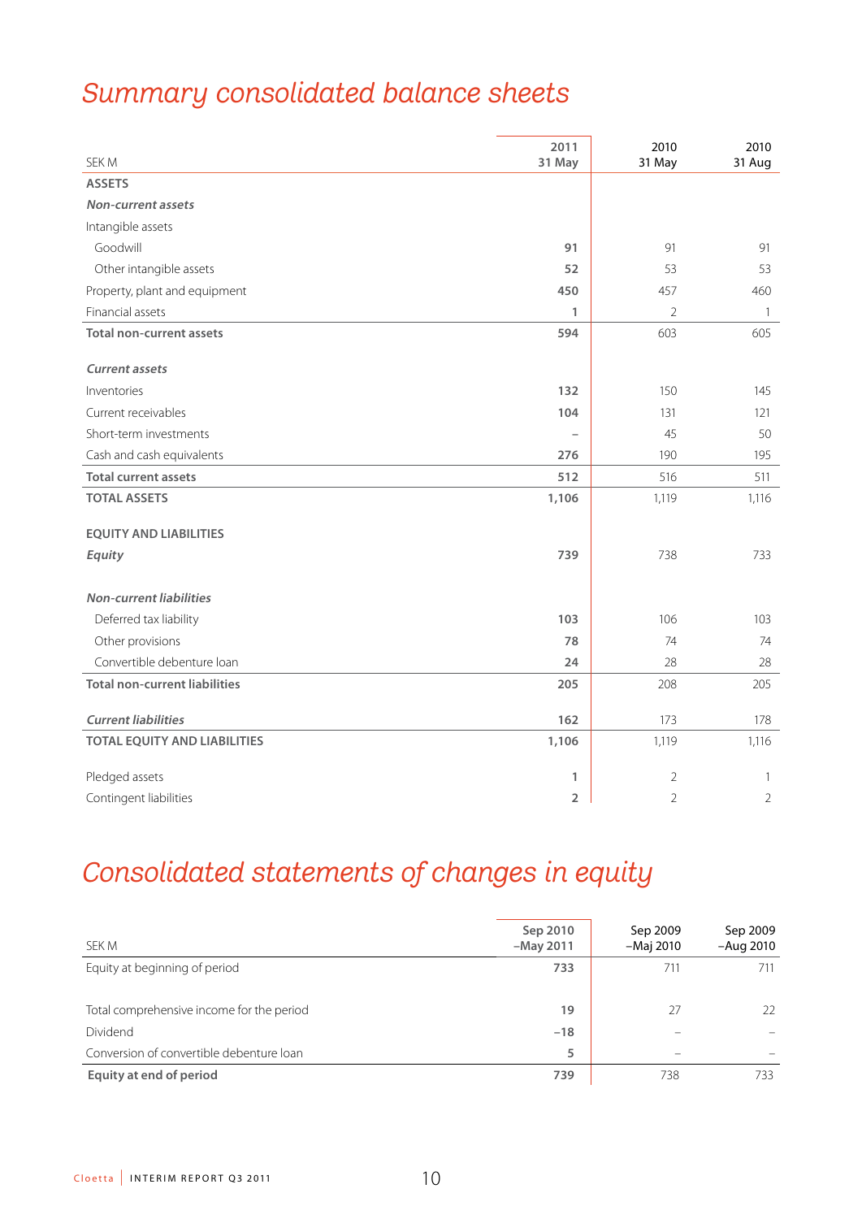# Summary consolidated balance sheets

| SEK M | 2011 31 May | 2010 31 May | 2010 31 Aug |
|---|---|---|---|
| **ASSETS** | | | |
| ***Non-current assets*** | | | |
| Intangible assets | | | |
| Goodwill | **91** | 91 | 91 |
| Other intangible assets | **52** | 53 | 53 |
| Property, plant and equipment | **450** | 457 | 460 |
| Financial assets | **1** | 2 | 1 |
| **Total non-current assets** | **594** | 603 | 605 |
| ***Current assets*** | | | |
| Inventories | **132** | 150 | 145 |
| Current receivables | **104** | 131 | 121 |
| Short-term investments | **–** | 45 | 50 |
| Cash and cash equivalents | **276** | 190 | 195 |
| **Total current assets** | **512** | 516 | 511 |
| **TOTAL ASSETS** | **1,106** | 1,119 | 1,116 |
| **EQUITY AND LIABILITIES** | | | |
| ***Equity*** | **739** | 738 | 733 |
| ***Non-current liabilities*** | | | |
| Deferred tax liability | **103** | 106 | 103 |
| Other provisions | **78** | 74 | 74 |
| Convertible debenture loan | **24** | 28 | 28 |
| **Total non-current liabilities** | **205** | 208 | 205 |
| ***Current liabilities*** | **162** | 173 | 178 |
| **TOTAL EQUITY AND LIABILITIES** | **1,106** | 1,119 | 1,116 |
| Pledged assets | **1** | 2 | 1 |
| Contingent liabilities | **2** | 2 | 2 |

# Consolidated statements of changes in equity

| SEK M | Sep 2010 –May 2011 | Sep 2009 –Maj 2010 | Sep 2009 –Aug 2010 |
|---|---|---|---|
| Equity at beginning of period | **733** | 711 | 711 |
| Total comprehensive income for the period | **19** | 27 | 22 |
| Dividend | **–18** | – | – |
| Conversion of convertible debenture loan | **5** | – | – |
| **Equity at end of period** | **739** | 738 | 733 |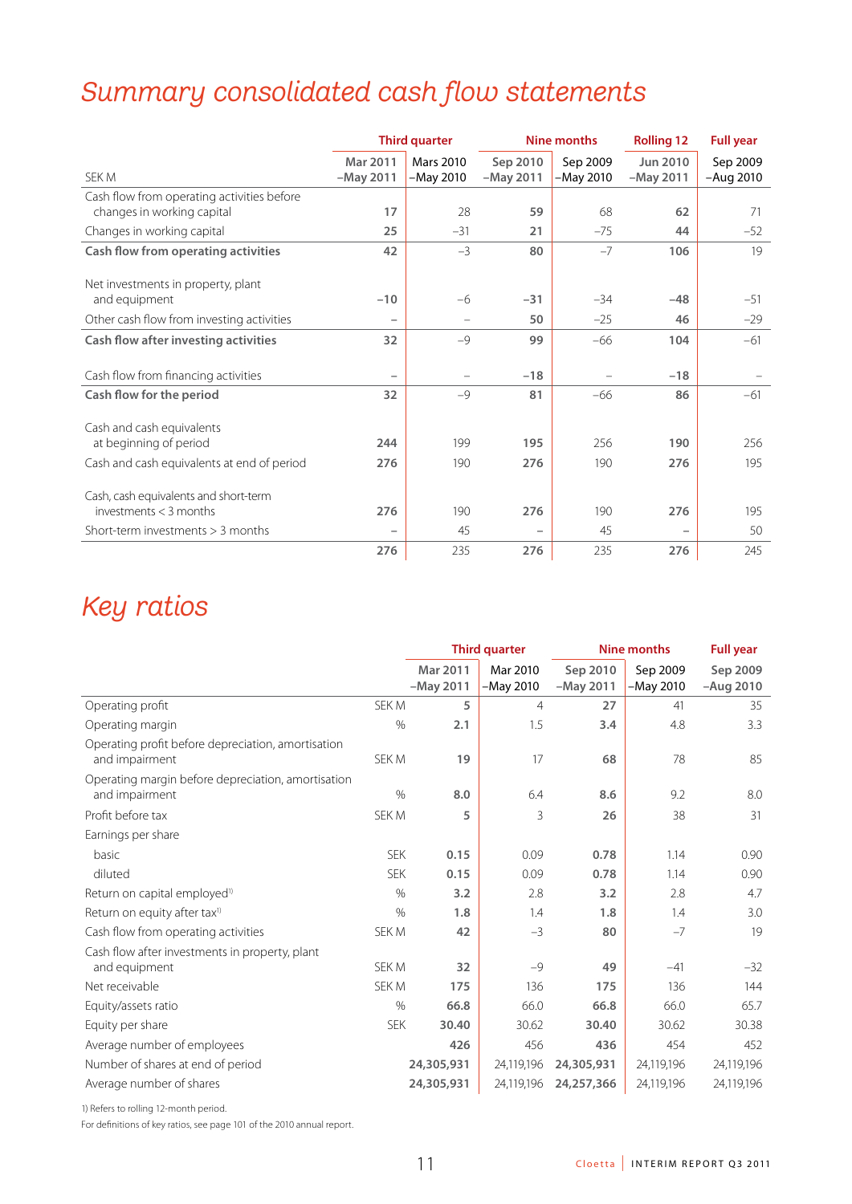# Summary consolidated cash flow statements

| SEK M | Third quarter Mar 2011 –May 2011 | Mars 2010 –May 2010 | Nine months Sep 2010 –May 2011 | Sep 2009 –May 2010 | Rolling 12 Jun 2010 –May 2011 | Full year Sep 2009 –Aug 2010 |
|---|---|---|---|---|---|---|
| Cash flow from operating activities before changes in working capital | **17** | 28 | **59** | 68 | **62** | 71 |
| Changes in working capital | **25** | –31 | **21** | –75 | **44** | –52 |
| **Cash flow from operating activities** | **42** | –3 | **80** | –7 | **106** | 19 |
| Net investments in property, plant and equipment | **–10** | –6 | **–31** | –34 | **–48** | –51 |
| Other cash flow from investing activities | – | – | **50** | –25 | **46** | –29 |
| **Cash flow after investing activities** | **32** | –9 | **99** | –66 | **104** | –61 |
| Cash flow from financing activities | – | – | **–18** | – | **–18** | – |
| **Cash flow for the period** | **32** | –9 | **81** | –66 | **86** | –61 |
| Cash and cash equivalents at beginning of period | **244** | 199 | **195** | 256 | **190** | 256 |
| Cash and cash equivalents at end of period | **276** | 190 | **276** | 190 | **276** | 195 |
| Cash, cash equivalents and short-term investments < 3 months | **276** | 190 | **276** | 190 | **276** | 195 |
| Short-term investments > 3 months | – | 45 | – | 45 | – | 50 |
| | **276** | 235 | **276** | 235 | **276** | 245 |

# Key ratios

| | | Third quarter Mar 2011 –May 2011 | Mar 2010 –May 2010 | Nine months Sep 2010 –May 2011 | Sep 2009 –May 2010 | Full year Sep 2009 –Aug 2010 |
|---|---|---|---|---|---|---|
| Operating profit | SEK M | **5** | 4 | **27** | 41 | 35 |
| Operating margin | % | **2.1** | 1.5 | **3.4** | 4.8 | 3.3 |
| Operating profit before depreciation, amortisation and impairment | SEK M | **19** | 17 | **68** | 78 | 85 |
| Operating margin before depreciation, amortisation and impairment | % | **8.0** | 6.4 | **8.6** | 9.2 | 8.0 |
| Profit before tax | SEK M | **5** | 3 | **26** | 38 | 31 |
| Earnings per share | | | | | | |
| basic | SEK | **0.15** | 0.09 | **0.78** | 1.14 | 0.90 |
| diluted | SEK | **0.15** | 0.09 | **0.78** | 1.14 | 0.90 |
| Return on capital employed[1] | % | **3.2** | 2.8 | **3.2** | 2.8 | 4.7 |
| Return on equity after tax[1] | % | **1.8** | 1.4 | **1.8** | 1.4 | 3.0 |
| Cash flow from operating activities | SEK M | **42** | –3 | **80** | –7 | 19 |
| Cash flow after investments in property, plant and equipment | SEK M | **32** | –9 | **49** | –41 | –32 |
| Net receivable | SEK M | **175** | 136 | **175** | 136 | 144 |
| Equity/assets ratio | % | **66.8** | 66.0 | **66.8** | 66.0 | 65.7 |
| Equity per share | SEK | **30.40** | 30.62 | **30.40** | 30.62 | 30.38 |
| Average number of employees | | **426** | 456 | **436** | 454 | 452 |
| Number of shares at end of period | | **24,305,931** | 24,119,196 | **24,305,931** | 24,119,196 | 24,119,196 |
| Average number of shares | | **24,305,931** | 24,119,196 | **24,257,366** | 24,119,196 | 24,119,196 |

1) Refers to rolling 12-month period.

For definitions of key ratios, see page 101 of the 2010 annual report.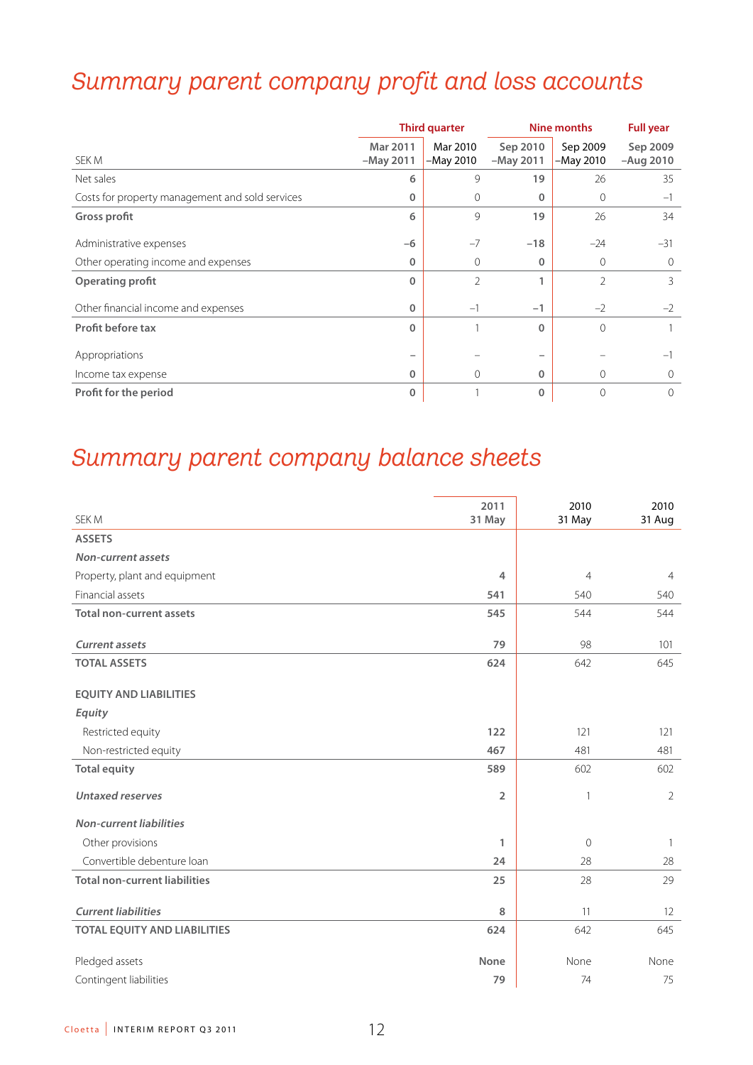# Summary parent company profit and loss accounts

| SEK M | Third quarter | | Nine months | | Full year |
|---|---|---|---|---|---|
| | Mar 2011 –May 2011 | Mar 2010 –May 2010 | Sep 2010 –May 2011 | Sep 2009 –May 2010 | Sep 2009 –Aug 2010 |
| Net sales | **6** | 9 | **19** | 26 | 35 |
| Costs for property management and sold services | **0** | 0 | **0** | 0 | –1 |
| **Gross profit** | **6** | 9 | **19** | 26 | 34 |
| Administrative expenses | **–6** | –7 | **–18** | –24 | –31 |
| Other operating income and expenses | **0** | 0 | **0** | 0 | 0 |
| **Operating profit** | **0** | 2 | **1** | 2 | 3 |
| Other financial income and expenses | **0** | –1 | **–1** | –2 | –2 |
| **Profit before tax** | **0** | 1 | **0** | 0 | 1 |
| Appropriations | **–** | – | **–** | – | –1 |
| Income tax expense | **0** | 0 | **0** | 0 | 0 |
| **Profit for the period** | **0** | 1 | **0** | 0 | 0 |

# Summary parent company balance sheets

| SEK M | 2011 31 May | 2010 31 May | 2010 31 Aug |
|---|---|---|---|
| **ASSETS** | | | |
| ***Non-current assets*** | | | |
| Property, plant and equipment | **4** | 4 | 4 |
| Financial assets | **541** | 540 | 540 |
| **Total non-current assets** | **545** | 544 | 544 |
| ***Current assets*** | **79** | 98 | 101 |
| **TOTAL ASSETS** | **624** | 642 | 645 |
| **EQUITY AND LIABILITIES** | | | |
| ***Equity*** | | | |
| Restricted equity | **122** | 121 | 121 |
| Non-restricted equity | **467** | 481 | 481 |
| **Total equity** | **589** | 602 | 602 |
| ***Untaxed reserves*** | **2** | 1 | 2 |
| ***Non-current liabilities*** | | | |
| Other provisions | **1** | 0 | 1 |
| Convertible debenture loan | **24** | 28 | 28 |
| **Total non-current liabilities** | **25** | 28 | 29 |
| ***Current liabilities*** | **8** | 11 | 12 |
| **TOTAL EQUITY AND LIABILITIES** | **624** | 642 | 645 |
| Pledged assets | **None** | None | None |
| Contingent liabilities | **79** | 74 | 75 |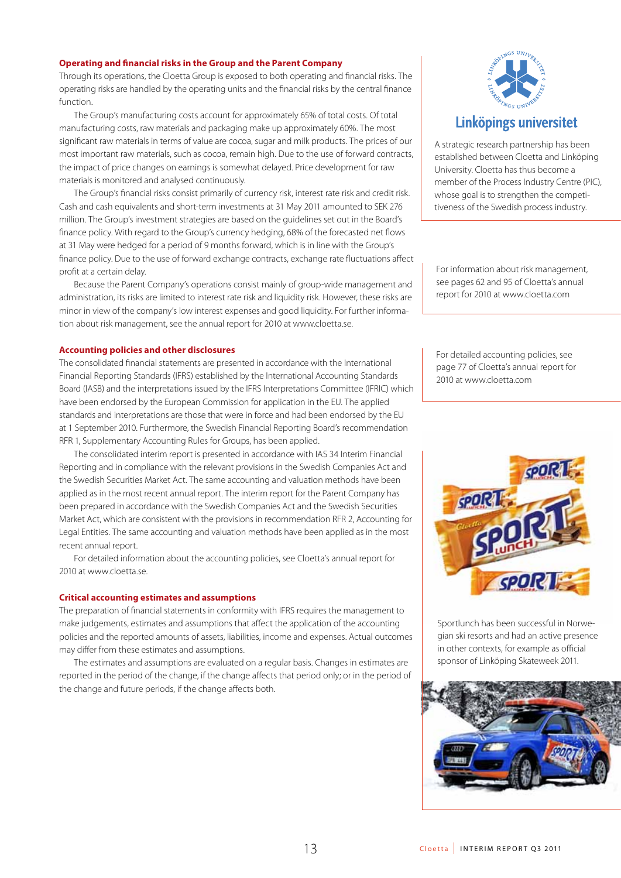## Operating and financial risks in the Group and the Parent Company

Through its operations, the Cloetta Group is exposed to both operating and financial risks. The operating risks are handled by the operating units and the financial risks by the central finance function.

The Group's manufacturing costs account for approximately 65% of total costs. Of total manufacturing costs, raw materials and packaging make up approximately 60%. The most significant raw materials in terms of value are cocoa, sugar and milk products. The prices of our most important raw materials, such as cocoa, remain high. Due to the use of forward contracts, the impact of price changes on earnings is somewhat that delayed. Price development for raw materials is monitored and analysed continuously.

The Group's financial risks consist primarily of currency risk, interest rate risk and credit risk. Cash and cash equivalents and short-term investments at 31 May 2011 amounted to SEK 276 million. The Group's investment strategies are based on the guidelines set out in the Board's finance policy. With regard to the Group's currency hedging, 68% of the forecasted net flows at 31 May were hedged for a period of 9 months forward, which is in line with the Group's finance policy. Due to the use of forward exchange contracts, exchange rate fluctuations affect profit at a certain delay.

Because the Parent Company's operations consist mainly of group-wide management and administration, its risks are limited to interest rate risk and liquidity risk. However, these risks are minor in view of the company's low interest expenses and good liquidity. For further information about risk management, see the annual report for 2010 at www.cloetta.se.

## Accounting policies and other disclosures

The consolidated financial statements are presented in accordance with the International Financial Reporting Standards (IFRS) established by the International Accounting Standards Board (IASB) and the interpretations issued by the IFRS Interpretations Committee (IFRIC) which have been endorsed by the European Commission for application in the EU. The applied standards and interpretations are those that were in force and had been endorsed by the EU at 1 September 2010. Furthermore, the Swedish Financial Reporting Board's recommendation RFR 1, Supplementary Accounting Rules for Groups, has been applied.

The consolidated interim report is presented in accordance with IAS 34 Interim Financial Reporting and in compliance with the relevant provisions in the Swedish Companies Act and the Swedish Securities Market Act. The same accounting and valuation methods have been applied as in the most recent annual report. The interim report for the Parent Company has been prepared in accordance with the Swedish Companies Act and the Swedish Securities Market Act, which are consistent with the provisions in recommendation RFR 2, Accounting for Legal Entities. The same accounting and valuation methods have been applied as in the most recent annual report.

For detailed information about the accounting policies, see Cloetta's annual report for 2010 at www.cloetta.se.

## Critical accounting estimates and assumptions

The preparation of financial statements in conformity with IFRS requires the management to make judgements, estimates and assumptions that affect the application of the accounting policies and the reported amounts of assets, liabilities, income and expenses. Actual outcomes may differ from these estimates and assumptions.

The estimates and assumptions are evaluated on a regular basis. Changes in estimates are reported in the period of the change, if the change affects that period only; or in the period of the change and future periods, if the change affects both.

Linköpings universitet

A strategic research partnership has been established between Cloetta and Linköping University. Cloetta has thus become a member of the Process Industry Centre (PIC), whose goal is to strengthen the competitiveness of the Swedish process industry.

For information about risk management, see pages 62 and 95 of Cloetta's annual report for 2010 at www.cloetta.com

For detailed accounting policies, see page 77 of Cloetta's annual report for 2010 at www.cloetta.com

Sportlunch has been successful in Norwegian ski resorts and had an active presence in other contexts, for example as official sponsor of Linköping Skateweek 2011.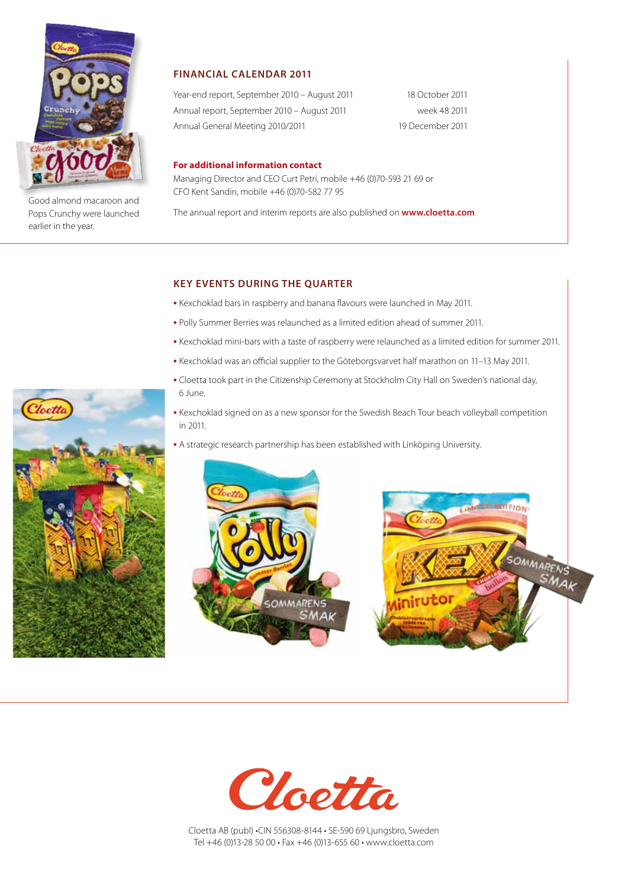Good almond macaroon and Pops Crunchy were launched earlier in the year.

## FINANCIAL CALENDAR 2011

| | |
|---|---|
| Year-end report, September 2010 – August 2011 | 18 October 2011 |
| Annual report, September 2010 – August 2011 | week 48 2011 |
| Annual General Meeting 2010/2011 | 19 December 2011 |

**For additional information contact**

Managing Director and CEO Curt Petri, mobile +46 (0)70-593 21 69 or
CFO Kent Sandin, mobile +46 (0)70-582 77 95

The annual report and interim reports are also published on **www.cloetta.com**

## KEY EVENTS DURING THE QUARTER

- Kexchoklad bars in raspberry and banana flavours were launched in May 2011.
- Polly Summer Berries was relaunched as a limited edition ahead of summer 2011.
- Kexchoklad mini-bars with a taste of raspberry were relaunched as a limited edition for summer 2011.
- Kexchoklad was an official supplier to the Göteborgsvarvet half marathon on 11–13 May 2011.
- Cloetta took part in the Citizenship Ceremony at Stockholm City Hall on Sweden's national day, 6 June.
- Kexchoklad signed on as a new sponsor for the Swedish Beach Tour beach volleyball competition in 2011.
- A strategic research partnership has been established with Linköping University.

Cloetta AB (publ) • CIN 556308-8144 • SE-590 69 Ljungsbro, Sweden
Tel +46 (0)13-28 50 00 • Fax +46 (0)13-655 60 • www.cloetta.com